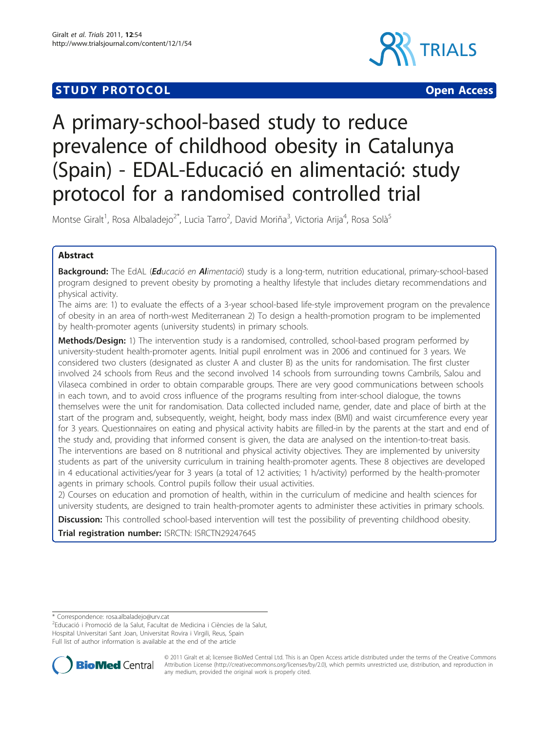**STUDY PROTOCOL** **Open Access**

# A primary-school-based study to reduce prevalence of childhood obesity in Catalunya (Spain) - EDAL-Educació en alimentació: study protocol for a randomised controlled trial

Montse Giralt[1], Rosa Albaladejo[2*], Lucia Tarro[2], David Moriña[3], Victoria Arija[4], Rosa Solà[5]

## Abstract

**Background:** The EdAL (***Ed****ucació en* ***Al****imentació*) study is a long-term, nutrition educational, primary-school-based program designed to prevent obesity by promoting a healthy lifestyle that includes dietary recommendations and physical activity.

The aims are: 1) to evaluate the effects of a 3-year school-based life-style improvement program on the prevalence of obesity in an area of north-west Mediterranean 2) To design a health-promotion program to be implemented by health-promoter agents (university students) in primary schools.

**Methods/Design:** 1) The intervention study is a randomised, controlled, school-based program performed by university-student health-promoter agents. Initial pupil enrolment was in 2006 and continued for 3 years. We considered two clusters (designated as cluster A and cluster B) as the units for randomisation. The first cluster involved 24 schools from Reus and the second involved 14 schools from surrounding towns Cambrils, Salou and Vilaseca combined in order to obtain comparable groups. There are very good communications between schools in each town, and to avoid cross influence of the programs resulting from inter-school dialogue, the towns themselves were the unit for randomisation. Data collected included name, gender, date and place of birth at the start of the program and, subsequently, weight, height, body mass index (BMI) and waist circumference every year for 3 years. Questionnaires on eating and physical activity habits are filled-in by the parents at the start and end of the study and, providing that informed consent is given, the data are analysed on the intention-to-treat basis. The interventions are based on 8 nutritional and physical activity objectives. They are implemented by university students as part of the university curriculum in training health-promoter agents. These 8 objectives are developed in 4 educational activities/year for 3 years (a total of 12 activities; 1 h/activity) performed by the health-promoter agents in primary schools. Control pupils follow their usual activities.

2) Courses on education and promotion of health, within in the curriculum of medicine and health sciences for university students, are designed to train health-promoter agents to administer these activities in primary schools.

**Discussion:** This controlled school-based intervention will test the possibility of preventing childhood obesity.

**Trial registration number:** ISRCTN: ISRCTN29247645

---

\* Correspondence: rosa.albaladejo@urv.cat

[2]Educació i Promoció de la Salut, Facultat de Medicina i Ciències de la Salut, Hospital Universitari Sant Joan, Universitat Rovira i Virgili, Reus, Spain

Full list of author information is available at the end of the article

© 2011 Giralt et al; licensee BioMed Central Ltd. This is an Open Access article distributed under the terms of the Creative Commons Attribution License (http://creativecommons.org/licenses/by/2.0), which permits unrestricted use, distribution, and reproduction in any medium, provided the original work is properly cited.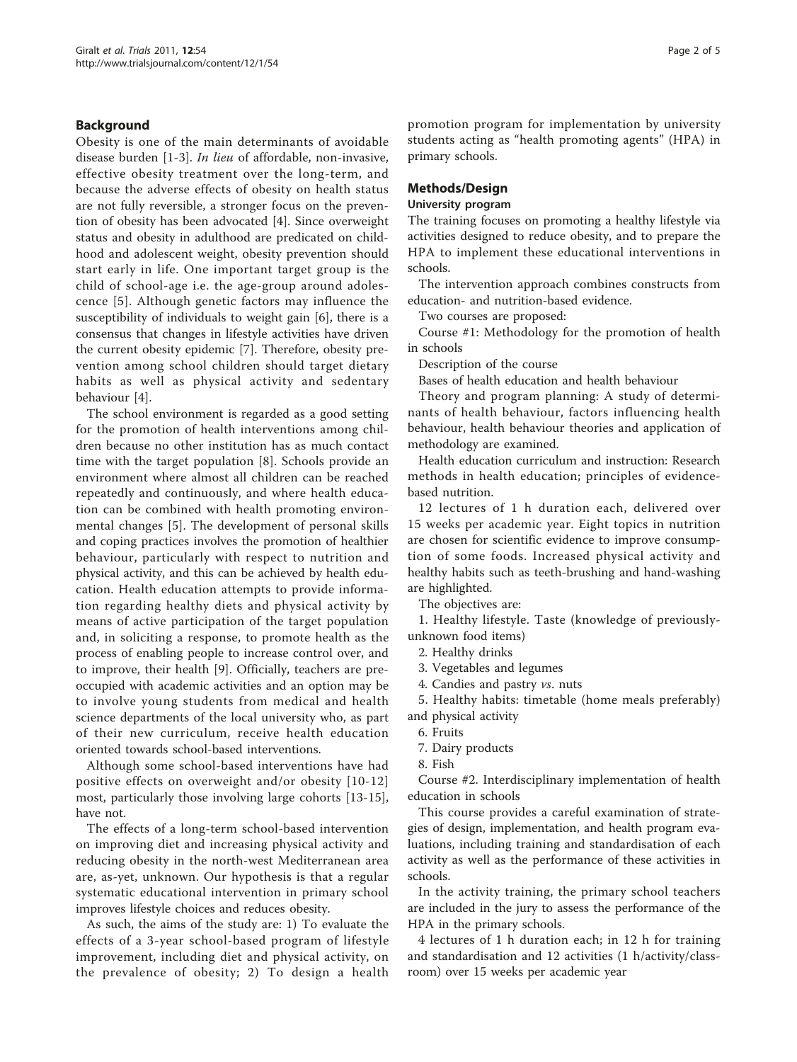## Background

Obesity is one of the main determinants of avoidable disease burden [1-3]. *In lieu* of affordable, non-invasive, effective obesity treatment over the long-term, and because the adverse effects of obesity on health status are not fully reversible, a stronger focus on the prevention of obesity has been advocated [4]. Since overweight status and obesity in adulthood are predicated on childhood and adolescent weight, obesity prevention should start early in life. One important target group is the child of school-age i.e. the age-group around adolescence [5]. Although genetic factors may influence the susceptibility of individuals to weight gain [6], there is a consensus that changes in lifestyle activities have driven the current obesity epidemic [7]. Therefore, obesity prevention among school children should target dietary habits as well as physical activity and sedentary behaviour [4].

The school environment is regarded as a good setting for the promotion of health interventions among children because no other institution has as much contact time with the target population [8]. Schools provide an environment where almost all children can be reached repeatedly and continuously, and where health education can be combined with health promoting environmental changes [5]. The development of personal skills and coping practices involves the promotion of healthier behaviour, particularly with respect to nutrition and physical activity, and this can be achieved by health education. Health education attempts to provide information regarding healthy diets and physical activity by means of active participation of the target population and, in soliciting a response, to promote health as the process of enabling people to increase control over, and to improve, their health [9]. Officially, teachers are preoccupied with academic activities and an option may be to involve young students from medical and health science departments of the local university who, as part of their new curriculum, receive health education oriented towards school-based interventions.

Although some school-based interventions have had positive effects on overweight and/or obesity [10-12] most, particularly those involving large cohorts [13-15], have not.

The effects of a long-term school-based intervention on improving diet and increasing physical activity and reducing obesity in the north-west Mediterranean area are, as-yet, unknown. Our hypothesis is that a regular systematic educational intervention in primary school improves lifestyle choices and reduces obesity.

As such, the aims of the study are: 1) To evaluate the effects of a 3-year school-based program of lifestyle improvement, including diet and physical activity, on the prevalence of obesity; 2) To design a health promotion program for implementation by university students acting as "health promoting agents" (HPA) in primary schools.

## Methods/Design

### University program

The training focuses on promoting a healthy lifestyle via activities designed to reduce obesity, and to prepare the HPA to implement these educational interventions in schools.

The intervention approach combines constructs from education- and nutrition-based evidence.

Two courses are proposed:

Course #1: Methodology for the promotion of health in schools

Description of the course

Bases of health education and health behaviour

Theory and program planning: A study of determinants of health behaviour, factors influencing health behaviour, health behaviour theories and application of methodology are examined.

Health education curriculum and instruction: Research methods in health education; principles of evidence-based nutrition.

12 lectures of 1 h duration each, delivered over 15 weeks per academic year. Eight topics in nutrition are chosen for scientific evidence to improve consumption of some foods. Increased physical activity and healthy habits such as teeth-brushing and hand-washing are highlighted.

The objectives are:

1. Healthy lifestyle. Taste (knowledge of previously-unknown food items)
2. Healthy drinks
3. Vegetables and legumes
4. Candies and pastry *vs*. nuts
5. Healthy habits: timetable (home meals preferably) and physical activity
6. Fruits
7. Dairy products
8. Fish

Course #2. Interdisciplinary implementation of health education in schools

This course provides a careful examination of strategies of design, implementation, and health program evaluations, including training and standardisation of each activity as well as the performance of these activities in schools.

In the activity training, the primary school teachers are included in the jury to assess the performance of the HPA in the primary schools.

4 lectures of 1 h duration each; in 12 h for training and standardisation and 12 activities (1 h/activity/classroom) over 15 weeks per academic year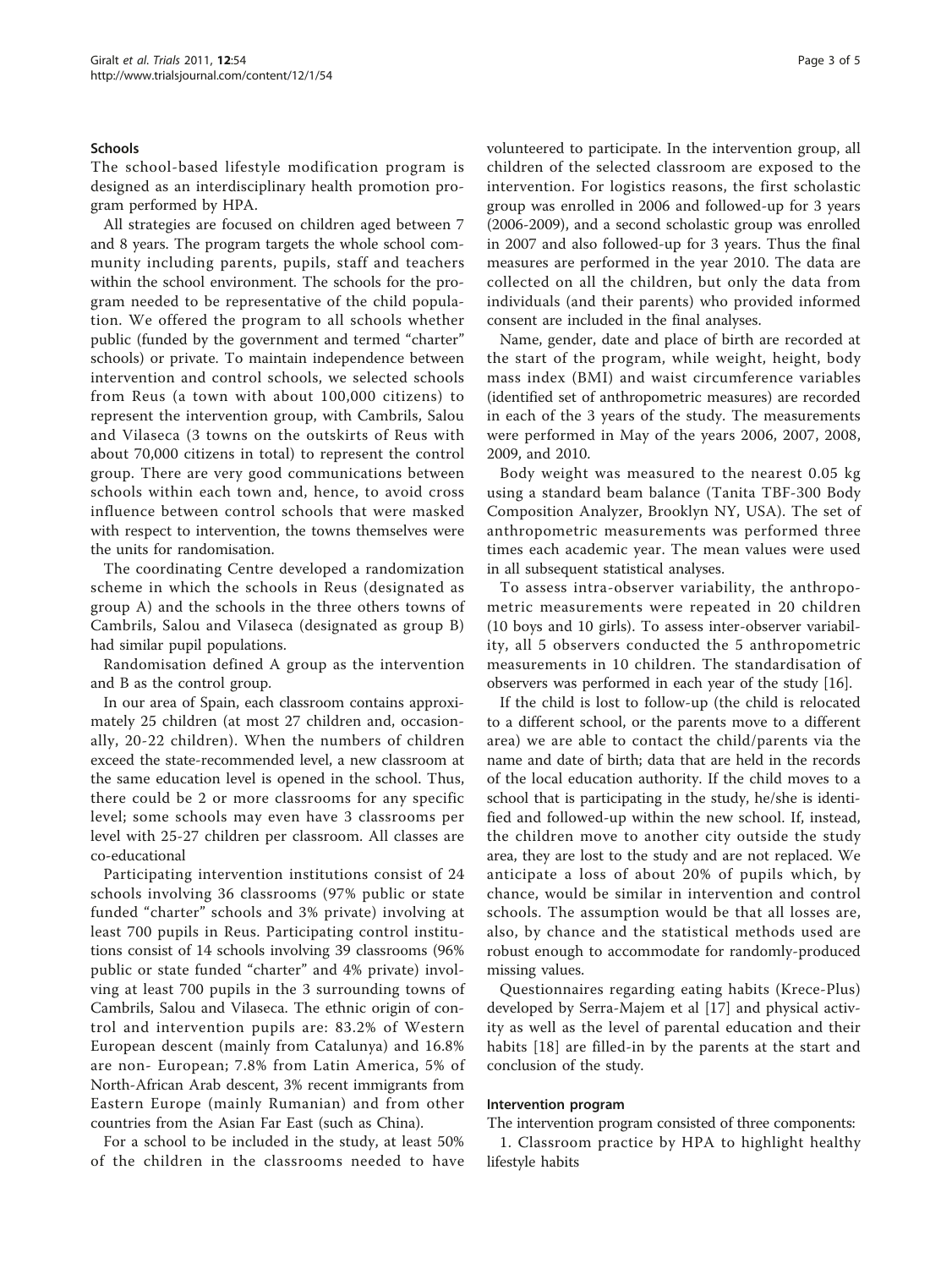### Schools

The school-based lifestyle modification program is designed as an interdisciplinary health promotion program performed by HPA.

All strategies are focused on children aged between 7 and 8 years. The program targets the whole school community including parents, pupils, staff and teachers within the school environment. The schools for the program needed to be representative of the child population. We offered the program to all schools whether public (funded by the government and termed "charter" schools) or private. To maintain independence between intervention and control schools, we selected schools from Reus (a town with about 100,000 citizens) to represent the intervention group, with Cambrils, Salou and Vilaseca (3 towns on the outskirts of Reus with about 70,000 citizens in total) to represent the control group. There are very good communications between schools within each town and, hence, to avoid cross influence between control schools that were masked with respect to intervention, the towns themselves were the units for randomisation.

The coordinating Centre developed a randomization scheme in which the schools in Reus (designated as group A) and the schools in the three others towns of Cambrils, Salou and Vilaseca (designated as group B) had similar pupil populations.

Randomisation defined A group as the intervention and B as the control group.

In our area of Spain, each classroom contains approximately 25 children (at most 27 children and, occasionally, 20-22 children). When the numbers of children exceed the state-recommended level, a new classroom at the same education level is opened in the school. Thus, there could be 2 or more classrooms for any specific level; some schools may even have 3 classrooms per level with 25-27 children per classroom. All classes are co-educational

Participating intervention institutions consist of 24 schools involving 36 classrooms (97% public or state funded "charter" schools and 3% private) involving at least 700 pupils in Reus. Participating control institutions consist of 14 schools involving 39 classrooms (96% public or state funded "charter" and 4% private) involving at least 700 pupils in the 3 surrounding towns of Cambrils, Salou and Vilaseca. The ethnic origin of control and intervention pupils are: 83.2% of Western European descent (mainly from Catalunya) and 16.8% are non- European; 7.8% from Latin America, 5% of North-African Arab descent, 3% recent immigrants from Eastern Europe (mainly Rumanian) and from other countries from the Asian Far East (such as China).

For a school to be included in the study, at least 50% of the children in the classrooms needed to have volunteered to participate. In the intervention group, all children of the selected classroom are exposed to the intervention. For logistics reasons, the first scholastic group was enrolled in 2006 and followed-up for 3 years (2006-2009), and a second scholastic group was enrolled in 2007 and also followed-up for 3 years. Thus the final measures are performed in the year 2010. The data are collected on all the children, but only the data from individuals (and their parents) who provided informed consent are included in the final analyses.

Name, gender, date and place of birth are recorded at the start of the program, while weight, height, body mass index (BMI) and waist circumference variables (identified set of anthropometric measures) are recorded in each of the 3 years of the study. The measurements were performed in May of the years 2006, 2007, 2008, 2009, and 2010.

Body weight was measured to the nearest 0.05 kg using a standard beam balance (Tanita TBF-300 Body Composition Analyzer, Brooklyn NY, USA). The set of anthropometric measurements was performed three times each academic year. The mean values were used in all subsequent statistical analyses.

To assess intra-observer variability, the anthropometric measurements were repeated in 20 children (10 boys and 10 girls). To assess inter-observer variability, all 5 observers conducted the 5 anthropometric measurements in 10 children. The standardisation of observers was performed in each year of the study [16].

If the child is lost to follow-up (the child is relocated to a different school, or the parents move to a different area) we are able to contact the child/parents via the name and date of birth; data that are held in the records of the local education authority. If the child moves to a school that is participating in the study, he/she is identified and followed-up within the new school. If, instead, the children move to another city outside the study area, they are lost to the study and are not replaced. We anticipate a loss of about 20% of pupils which, by chance, would be similar in intervention and control schools. The assumption would be that all losses are, also, by chance and the statistical methods used are robust enough to accommodate for randomly-produced missing values.

Questionnaires regarding eating habits (Krece-Plus) developed by Serra-Majem et al [17] and physical activity as well as the level of parental education and their habits [18] are filled-in by the parents at the start and conclusion of the study.

### Intervention program

The intervention program consisted of three components:

1. Classroom practice by HPA to highlight healthy lifestyle habits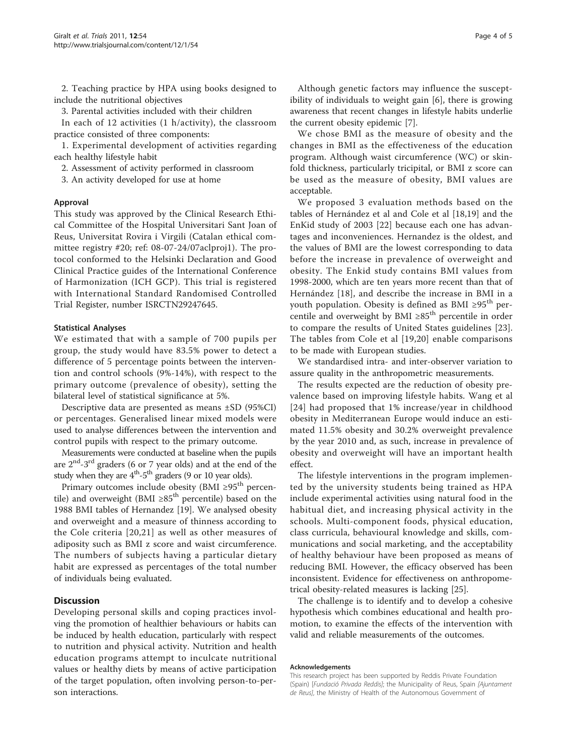2. Teaching practice by HPA using books designed to include the nutritional objectives

3. Parental activities included with their children

In each of 12 activities (1 h/activity), the classroom practice consisted of three components:

1. Experimental development of activities regarding each healthy lifestyle habit

2. Assessment of activity performed in classroom

3. An activity developed for use at home

### Approval

This study was approved by the Clinical Research Ethical Committee of the Hospital Universitari Sant Joan of Reus, Universitat Rovira i Virgili (Catalan ethical committee registry #20; ref: 08-07-24/07aclproj1). The protocol conformed to the Helsinki Declaration and Good Clinical Practice guides of the International Conference of Harmonization (ICH GCP). This trial is registered with International Standard Randomised Controlled Trial Register, number ISRCTN29247645.

### Statistical Analyses

We estimated that with a sample of 700 pupils per group, the study would have 83.5% power to detect a difference of 5 percentage points between the intervention and control schools (9%-14%), with respect to the primary outcome (prevalence of obesity), setting the bilateral level of statistical significance at 5%.

Descriptive data are presented as means ±SD (95%CI) or percentages. Generalised linear mixed models were used to analyse differences between the intervention and control pupils with respect to the primary outcome.

Measurements were conducted at baseline when the pupils are 2nd-3rd graders (6 or 7 year olds) and at the end of the study when they are 4th-5th graders (9 or 10 year olds).

Primary outcomes include obesity (BMI ≥95th percentile) and overweight (BMI ≥85th percentile) based on the 1988 BMI tables of Hernandez [19]. We analysed obesity and overweight and a measure of thinness according to the Cole criteria [20,21] as well as other measures of adiposity such as BMI z score and waist circumference. The numbers of subjects having a particular dietary habit are expressed as percentages of the total number of individuals being evaluated.

## Discussion

Developing personal skills and coping practices involving the promotion of healthier behaviours or habits can be induced by health education, particularly with respect to nutrition and physical activity. Nutrition and health education programs attempt to inculcate nutritional values or healthy diets by means of active participation of the target population, often involving person-to-person interactions.

Although genetic factors may influence the susceptibility of individuals to weight gain [6], there is growing awareness that recent changes in lifestyle habits underlie the current obesity epidemic [7].

We chose BMI as the measure of obesity and the changes in BMI as the effectiveness of the education program. Although waist circumference (WC) or skinfold thickness, particularly tricipital, or BMI z score can be used as the measure of obesity, BMI values are acceptable.

We proposed 3 evaluation methods based on the tables of Hernández et al and Cole et al [18,19] and the EnKid study of 2003 [22] because each one has advantages and inconveniences. Hernandez is the oldest, and the values of BMI are the lowest corresponding to data before the increase in prevalence of overweight and obesity. The Enkid study contains BMI values from 1998-2000, which are ten years more recent than that of Hernández [18], and describe the increase in BMI in a youth population. Obesity is defined as BMI ≥95th percentile and overweight by BMI ≥85th percentile in order to compare the results of United States guidelines [23]. The tables from Cole et al [19,20] enable comparisons to be made with European studies.

We standardised intra- and inter-observer variation to assure quality in the anthropometric measurements.

The results expected are the reduction of obesity prevalence based on improving lifestyle habits. Wang et al [24] had proposed that 1% increase/year in childhood obesity in Mediterranean Europe would induce an estimated 11.5% obesity and 30.2% overweight prevalence by the year 2010 and, as such, increase in prevalence of obesity and overweight will have an important health effect.

The lifestyle interventions in the program implemented by the university students being trained as HPA include experimental activities using natural food in the habitual diet, and increasing physical activity in the schools. Multi-component foods, physical education, class curricula, behavioural knowledge and skills, communications and social marketing, and the acceptability of healthy behaviour have been proposed as means of reducing BMI. However, the efficacy observed has been inconsistent. Evidence for effectiveness on anthropometrical obesity-related measures is lacking [25].

The challenge is to identify and to develop a cohesive hypothesis which combines educational and health promotion, to examine the effects of the intervention with valid and reliable measurements of the outcomes.

#### Acknowledgements

This research project has been supported by Reddis Private Foundation (Spain) [*Fundació Privada Reddis*]; the Municipality of Reus, Spain [*Ajuntament de Reus*], the Ministry of Health of the Autonomous Government of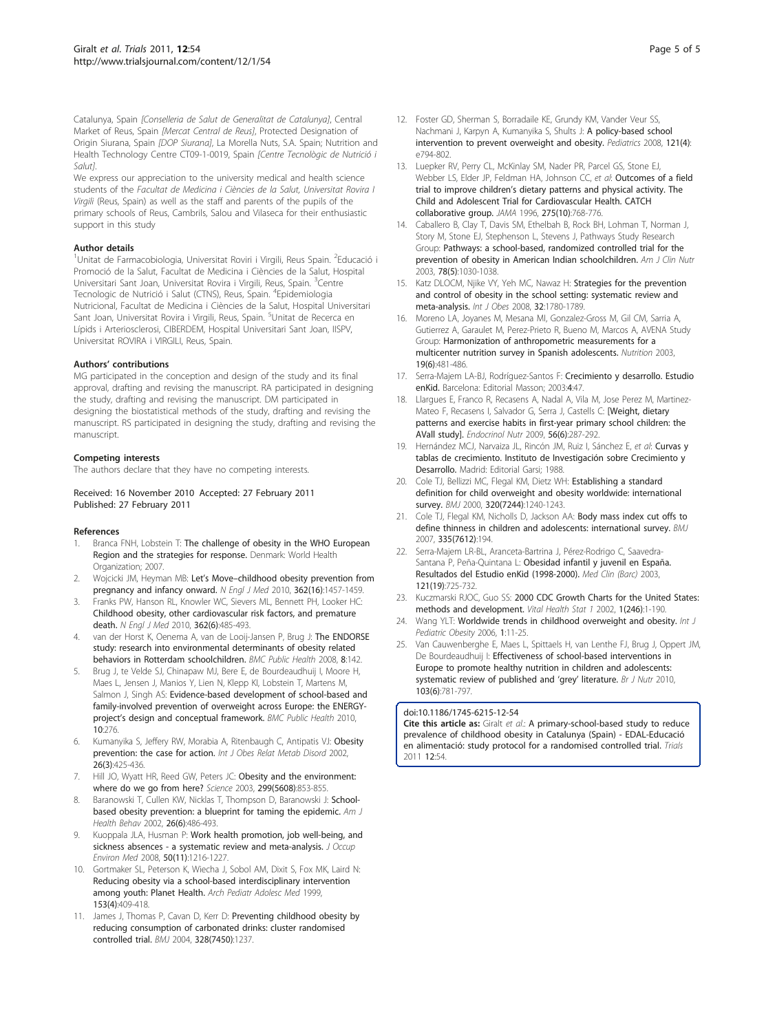Catalunya, Spain *[Conselleria de Salut de Generalitat de Catalunya]*, Central Market of Reus, Spain *[Mercat Central de Reus]*, Protected Designation of Origin Siurana, Spain *[DOP Siurana]*, La Morella Nuts, S.A. Spain; Nutrition and Health Technology Centre CT09-1-0019, Spain *[Centre Tecnològic de Nutrició i Salut]*.

We express our appreciation to the university medical and health science students of the *Facultat de Medicina i Ciències de la Salut, Universitat Rovira I Virgili* (Reus, Spain) as well as the staff and parents of the pupils of the primary schools of Reus, Cambrils, Salou and Vilaseca for their enthusiastic support in this study

#### Author details

[1]Unitat de Farmacobiologia, Universitat Roviri i Virgili, Reus Spain. [2]Educació i Promoció de la Salut, Facultat de Medicina i Ciències de la Salut, Hospital Universitari Sant Joan, Universitat Rovira i Virgili, Reus, Spain. [3]Centre Tecnologic de Nutrició i Salut (CTNS), Reus, Spain. [4]Epidemiologia Nutricional, Facultat de Medicina i Ciències de la Salut, Hospital Universitari Sant Joan, Universitat Rovira i Virgili, Reus, Spain. [5]Unitat de Recerca en Lípids i Arteriosclerosi, CIBERDEM, Hospital Universitari Sant Joan, IISPV, Universitat ROVIRA i VIRGILI, Reus, Spain.

#### Authors' contributions

MG participated in the conception and design of the study and its final approval, drafting and revising the manuscript. RA participated in designing the study, drafting and revising the manuscript. DM participated in designing the biostatistical methods of the study, drafting and revising the manuscript. RS participated in designing the study, drafting and revising the manuscript.

#### Competing interests

The authors declare that they have no competing interests.

Received: 16 November 2010 Accepted: 27 February 2011
Published: 27 February 2011

#### References

1. Branca FNH, Lobstein T: **The challenge of obesity in the WHO European Region and the strategies for response.** Denmark: World Health Organization; 2007.
2. Wojcicki JM, Heyman MB: **Let's Move–childhood obesity prevention from pregnancy and infancy onward.** *N Engl J Med* 2010, **362(16)**:1457-1459.
3. Franks PW, Hanson RL, Knowler WC, Sievers ML, Bennett PH, Looker HC: **Childhood obesity, other cardiovascular risk factors, and premature death.** *N Engl J Med* 2010, **362(6)**:485-493.
4. van der Horst K, Oenema A, van de Looij-Jansen P, Brug J: **The ENDORSE study: research into environmental determinants of obesity related behaviors in Rotterdam schoolchildren.** *BMC Public Health* 2008, **8**:142.
5. Brug J, te Velde SJ, Chinapaw MJ, Bere E, de Bourdeaudhuij I, Moore H, Maes L, Jensen J, Manios Y, Lien N, Klepp KI, Lobstein T, Martens M, Salmon J, Singh AS: **Evidence-based development of school-based and family-involved prevention of overweight across Europe: the ENERGY-project's design and conceptual framework.** *BMC Public Health* 2010, **10**:276.
6. Kumanyika S, Jeffery RW, Morabia A, Ritenbaugh C, Antipatis VJ: **Obesity prevention: the case for action.** *Int J Obes Relat Metab Disord* 2002, **26(3)**:425-436.
7. Hill JO, Wyatt HR, Reed GW, Peters JC: **Obesity and the environment: where do we go from here?** *Science* 2003, **299(5608)**:853-855.
8. Baranowski T, Cullen KW, Nicklas T, Thompson D, Baranowski J: **School-based obesity prevention: a blueprint for taming the epidemic.** *Am J Health Behav* 2002, **26(6)**:486-493.
9. Kuoppala JLA, Husman P: **Work health promotion, job well-being, and sickness absences - a systematic review and meta-analysis.** *J Occup Environ Med* 2008, **50(11)**:1216-1227.
10. Gortmaker SL, Peterson K, Wiecha J, Sobol AM, Dixit S, Fox MK, Laird N: **Reducing obesity via a school-based interdisciplinary intervention among youth: Planet Health.** *Arch Pediatr Adolesc Med* 1999, **153(4)**:409-418.
11. James J, Thomas P, Cavan D, Kerr D: **Preventing childhood obesity by reducing consumption of carbonated drinks: cluster randomised controlled trial.** *BMJ* 2004, **328(7450)**:1237.
12. Foster GD, Sherman S, Borradaile KE, Grundy KM, Vander Veur SS, Nachmani J, Karpyn A, Kumanyika S, Shults J: **A policy-based school intervention to prevent overweight and obesity.** *Pediatrics* 2008, **121(4)**: e794-802.
13. Luepker RV, Perry CL, McKinlay SM, Nader PR, Parcel GS, Stone EJ, Webber LS, Elder JP, Feldman HA, Johnson CC, *et al*: **Outcomes of a field trial to improve children's dietary patterns and physical activity. The Child and Adolescent Trial for Cardiovascular Health. CATCH collaborative group.** *JAMA* 1996, **275(10)**:768-776.
14. Caballero B, Clay T, Davis SM, Ethelbah B, Rock BH, Lohman T, Norman J, Story M, Stone EJ, Stephenson L, Stevens J, Pathways Study Research Group: **Pathways: a school-based, randomized controlled trial for the prevention of obesity in American Indian schoolchildren.** *Am J Clin Nutr* 2003, **78(5)**:1030-1038.
15. Katz DLOCM, Njike VY, Yeh MC, Nawaz H: **Strategies for the prevention and control of obesity in the school setting: systematic review and meta-analysis.** *Int J Obes* 2008, **32**:1780-1789.
16. Moreno LA, Joyanes M, Mesana MI, Gonzalez-Gross M, Gil CM, Sarria A, Gutierrez A, Garaulet M, Perez-Prieto R, Bueno M, Marcos A, AVENA Study Group: **Harmonization of anthropometric measurements for a multicenter nutrition survey in Spanish adolescents.** *Nutrition* 2003, **19(6)**:481-486.
17. Serra-Majem LA-BJ, Rodríguez-Santos F: **Crecimiento y desarrollo. Estudio enKid.** Barcelona: Editorial Masson; 2003:**4**:47.
18. Llargues E, Franco R, Recasens A, Nadal A, Vila M, Jose Perez M, Martinez-Mateo F, Recasens I, Salvador G, Serra J, Castells C: **[Weight, dietary patterns and exercise habits in first-year primary school children: the AVall study].** *Endocrinol Nutr* 2009, **56(6)**:287-292.
19. Hernández MCJ, Narvaiza JL, Rincón JM, Ruiz I, Sánchez E, *et al*: **Curvas y tablas de crecimiento. Instituto de Investigación sobre Crecimiento y Desarrollo.** Madrid: Editorial Garsi; 1988.
20. Cole TJ, Bellizzi MC, Flegal KM, Dietz WH: **Establishing a standard definition for child overweight and obesity worldwide: international survey.** *BMJ* 2000, **320(7244)**:1240-1243.
21. Cole TJ, Flegal KM, Nicholls D, Jackson AA: **Body mass index cut offs to define thinness in children and adolescents: international survey.** *BMJ* 2007, **335(7612)**:194.
22. Serra-Majem LR-BL, Aranceta-Bartrina J, Pérez-Rodrigo C, Saavedra-Santana P, Peña-Quintana L: **Obesidad infantil y juvenil en España. Resultados del Estudio enKid (1998-2000).** *Med Clin (Barc)* 2003, **121(19)**:725-732.
23. Kuczmarski RJOC, Guo SS: **2000 CDC Growth Charts for the United States: methods and development.** *Vital Health Stat 1* 2002, **1(246)**:1-190.
24. Wang YLT: **Worldwide trends in childhood overweight and obesity.** *Int J Pediatric Obesity* 2006, **1**:11-25.
25. Van Cauwenberghe E, Maes L, Spittaels H, van Lenthe FJ, Brug J, Oppert JM, De Bourdeaudhuij I: **Effectiveness of school-based interventions in Europe to promote healthy nutrition in children and adolescents: systematic review of published and 'grey' literature.** *Br J Nutr* 2010, **103(6)**:781-797.

doi:10.1186/1745-6215-12-54

**Cite this article as:** Giralt *et al.*: A primary-school-based study to reduce prevalence of childhood obesity in Catalunya (Spain) - EDAL-Educació en alimentació: study protocol for a randomised controlled trial. *Trials* 2011 **12**:54.